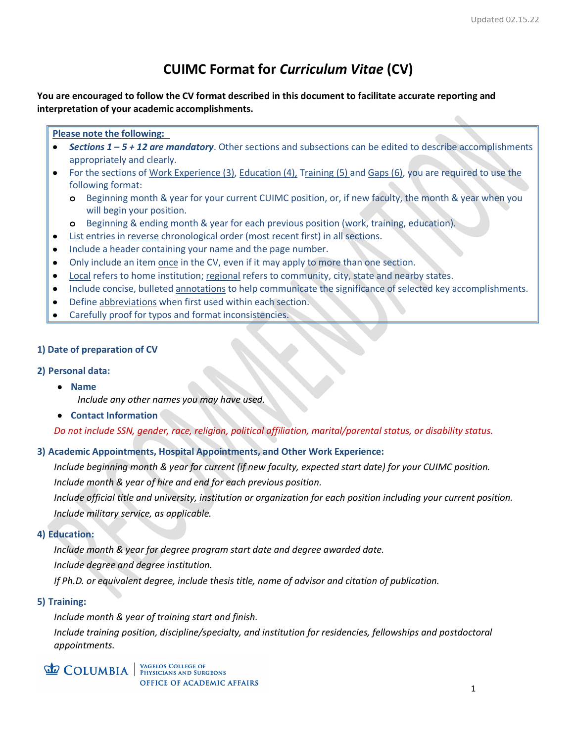# CUIMC Format for *Curriculum Vitae* (CV)

**You are encouraged to follow the CV format described in this document to facilitate accurate reporting and interpretation of your academic accomplishments.**

> **Please note the following:**
>
> - ***Sections 1 – 5 + 12 are mandatory***. Other sections and subsections can be edited to describe accomplishments appropriately and clearly.
> - For the sections of Work Experience (3), Education (4), Training (5) and Gaps (6), you are required to use the following format:
>   - Beginning month & year for your current CUIMC position, or, if new faculty, the month & year when you will begin your position.
>   - Beginning & ending month & year for each previous position (work, training, education).
> - List entries in reverse chronological order (most recent first) in all sections.
> - Include a header containing your name and the page number.
> - Only include an item once in the CV, even if it may apply to more than one section.
> - Local refers to home institution; regional refers to community, city, state and nearby states.
> - Include concise, bulleted annotations to help communicate the significance of selected key accomplishments.
> - Define abbreviations when first used within each section.
> - Carefully proof for typos and format inconsistencies.

### 1) Date of preparation of CV

### 2) Personal data:

- **Name**

  *Include any other names you may have used.*

- **Contact Information**

*Do not include SSN, gender, race, religion, political affiliation, marital/parental status, or disability status.*

### 3) Academic Appointments, Hospital Appointments, and Other Work Experience:

*Include beginning month & year for current (if new faculty, expected start date) for your CUIMC position.*

*Include month & year of hire and end for each previous position.*

*Include official title and university, institution or organization for each position including your current position.*

*Include military service, as applicable.*

### 4) Education:

*Include month & year for degree program start date and degree awarded date.*

*Include degree and degree institution.*

*If Ph.D. or equivalent degree, include thesis title, name of advisor and citation of publication.*

### 5) Training:

*Include month & year of training start and finish.*

*Include training position, discipline/specialty, and institution for residencies, fellowships and postdoctoral appointments.*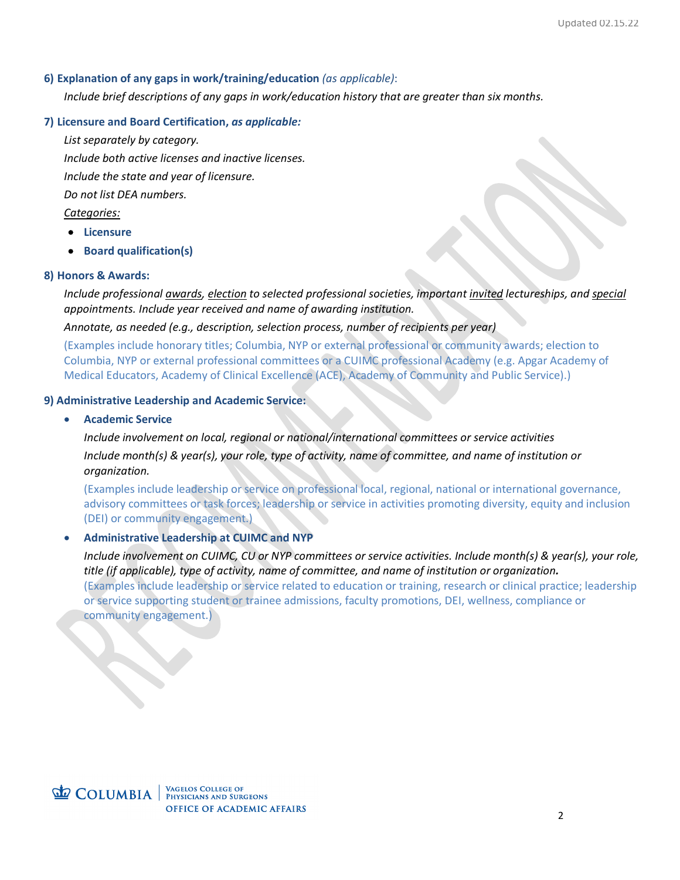**6) Explanation of any gaps in work/training/education** *(as applicable)*:

*Include brief descriptions of any gaps in work/education history that are greater than six months.*

**7) Licensure and Board Certification,** ***as applicable:***

*List separately by category.*

*Include both active licenses and inactive licenses.*

*Include the state and year of licensure.*

*Do not list DEA numbers.*

*Categories:*

- **Licensure**
- **Board qualification(s)**

**8) Honors & Awards:**

*Include professional awards, election to selected professional societies, important invited lectureships, and special appointments. Include year received and name of awarding institution.*

*Annotate, as needed (e.g., description, selection process, number of recipients per year)*

(Examples include honorary titles; Columbia, NYP or external professional or community awards; election to Columbia, NYP or external professional committees or a CUIMC professional Academy (e.g. Apgar Academy of Medical Educators, Academy of Clinical Excellence (ACE), Academy of Community and Public Service).)

**9) Administrative Leadership and Academic Service:**

- **Academic Service**

  *Include involvement on local, regional or national/international committees or service activities*

  *Include month(s) & year(s), your role, type of activity, name of committee, and name of institution or organization.*

  (Examples include leadership or service on professional local, regional, national or international governance, advisory committees or task forces; leadership or service in activities promoting diversity, equity and inclusion (DEI) or community engagement.)

- **Administrative Leadership at CUIMC and NYP**

  *Include involvement on CUIMC, CU or NYP committees or service activities. Include month(s) & year(s), your role, title (if applicable), type of activity, name of committee, and name of institution or organization.*

  (Examples include leadership or service related to education or training, research or clinical practice; leadership or service supporting student or trainee admissions, faculty promotions, DEI, wellness, compliance or community engagement.)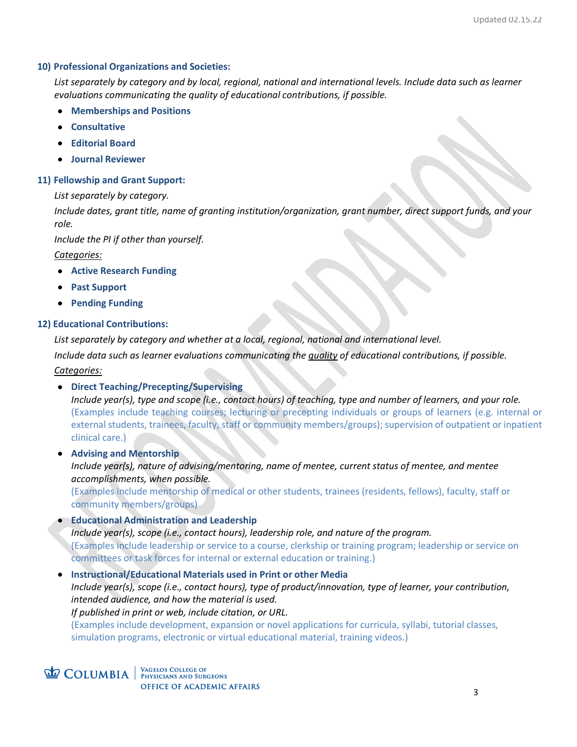## 10) Professional Organizations and Societies:

*List separately by category and by local, regional, national and international levels. Include data such as learner evaluations communicating the quality of educational contributions, if possible.*

- **Memberships and Positions**
- **Consultative**
- **Editorial Board**
- **Journal Reviewer**

## 11) Fellowship and Grant Support:

*List separately by category.*

*Include dates, grant title, name of granting institution/organization, grant number, direct support funds, and your role.*

*Include the PI if other than yourself.*

*Categories:*

- **Active Research Funding**
- **Past Support**
- **Pending Funding**

## 12) Educational Contributions:

*List separately by category and whether at a local, regional, national and international level.*

*Include data such as learner evaluations communicating the quality of educational contributions, if possible.*

*Categories:*

- **Direct Teaching/Precepting/Supervising**
  *Include year(s), type and scope (i.e., contact hours) of teaching, type and number of learners, and your role.*
  (Examples include teaching courses; lecturing or precepting individuals or groups of learners (e.g. internal or external students, trainees, faculty, staff or community members/groups); supervision of outpatient or inpatient clinical care.)

- **Advising and Mentorship**
  *Include year(s), nature of advising/mentoring, name of mentee, current status of mentee, and mentee accomplishments, when possible.*
  (Examples include mentorship of medical or other students, trainees (residents, fellows), faculty, staff or community members/groups)

- **Educational Administration and Leadership**
  *Include year(s), scope (i.e., contact hours), leadership role, and nature of the program.*
  (Examples include leadership or service to a course, clerkship or training program; leadership or service on committees or task forces for internal or external education or training.)

- **Instructional/Educational Materials used in Print or other Media**
  *Include year(s), scope (i.e., contact hours), type of product/innovation, type of learner, your contribution, intended audience, and how the material is used.*
  *If published in print or web, include citation, or URL.*
  (Examples include development, expansion or novel applications for curricula, syllabi, tutorial classes, simulation programs, electronic or virtual educational material, training videos.)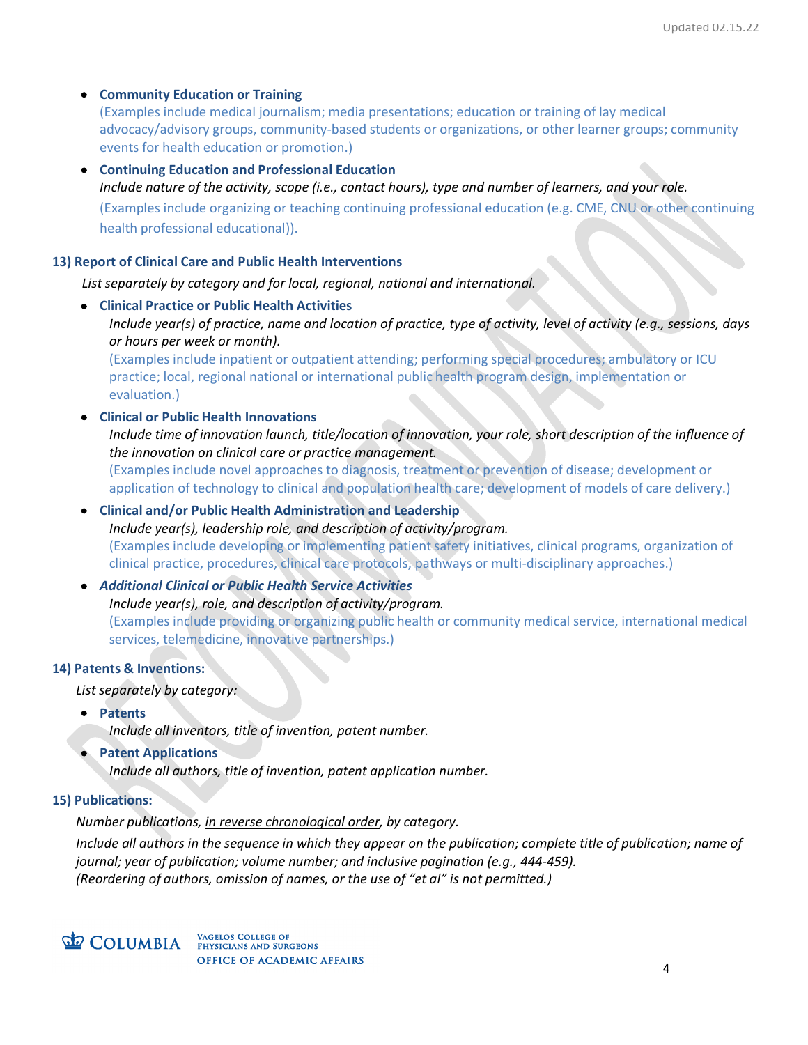- **Community Education or Training**
  (Examples include medical journalism; media presentations; education or training of lay medical advocacy/advisory groups, community-based students or organizations, or other learner groups; community events for health education or promotion.)

- **Continuing Education and Professional Education**
  *Include nature of the activity, scope (i.e., contact hours), type and number of learners, and your role.*
  (Examples include organizing or teaching continuing professional education (e.g. CME, CNU or other continuing health professional educational)).

### 13) Report of Clinical Care and Public Health Interventions

*List separately by category and for local, regional, national and international.*

- **Clinical Practice or Public Health Activities**
  *Include year(s) of practice, name and location of practice, type of activity, level of activity (e.g., sessions, days or hours per week or month).*
  (Examples include inpatient or outpatient attending; performing special procedures; ambulatory or ICU practice; local, regional national or international public health program design, implementation or evaluation.)

- **Clinical or Public Health Innovations**
  *Include time of innovation launch, title/location of innovation, your role, short description of the influence of the innovation on clinical care or practice management.*
  (Examples include novel approaches to diagnosis, treatment or prevention of disease; development or application of technology to clinical and population health care; development of models of care delivery.)

- **Clinical and/or Public Health Administration and Leadership**
  *Include year(s), leadership role, and description of activity/program.*
  (Examples include developing or implementing patient safety initiatives, clinical programs, organization of clinical practice, procedures, clinical care protocols, pathways or multi-disciplinary approaches.)

- ***Additional Clinical or Public Health Service Activities***
  *Include year(s), role, and description of activity/program.*
  (Examples include providing or organizing public health or community medical service, international medical services, telemedicine, innovative partnerships.)

### 14) Patents & Inventions:

*List separately by category:*

- **Patents**
  *Include all inventors, title of invention, patent number.*
- **Patent Applications**
  *Include all authors, title of invention, patent application number.*

### 15) Publications:

*Number publications, <u>in reverse chronological order</u>, by category.*

*Include all authors in the sequence in which they appear on the publication; complete title of publication; name of journal; year of publication; volume number; and inclusive pagination (e.g., 444-459).*
*(Reordering of authors, omission of names, or the use of "et al" is not permitted.)*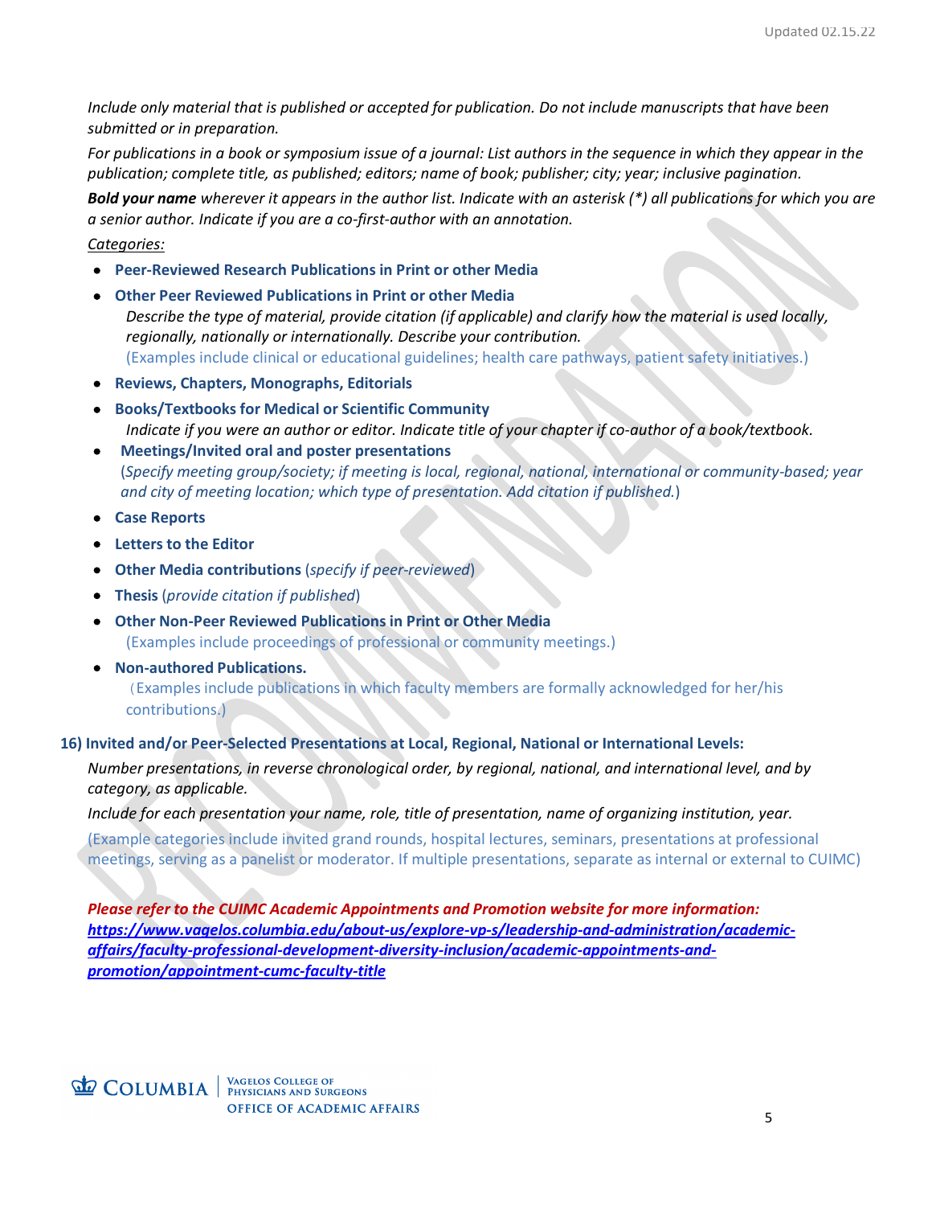*Include only material that is published or accepted for publication. Do not include manuscripts that have been submitted or in preparation.*

*For publications in a book or symposium issue of a journal: List authors in the sequence in which they appear in the publication; complete title, as published; editors; name of book; publisher; city; year; inclusive pagination.*

***Bold your name** wherever it appears in the author list. Indicate with an asterisk (*) all publications for which you are a senior author. Indicate if you are a co-first-author with an annotation.*

*Categories:*

- **Peer-Reviewed Research Publications in Print or other Media**
- **Other Peer Reviewed Publications in Print or other Media**
  *Describe the type of material, provide citation (if applicable) and clarify how the material is used locally, regionally, nationally or internationally. Describe your contribution.*
  (Examples include clinical or educational guidelines; health care pathways, patient safety initiatives.)
- **Reviews, Chapters, Monographs, Editorials**
- **Books/Textbooks for Medical or Scientific Community**
  *Indicate if you were an author or editor. Indicate title of your chapter if co-author of a book/textbook.*
- **Meetings/Invited oral and poster presentations**
  (*Specify meeting group/society; if meeting is local, regional, national, international or community-based; year and city of meeting location; which type of presentation. Add citation if published.*)
- **Case Reports**
- **Letters to the Editor**
- **Other Media contributions** (*specify if peer-reviewed*)
- **Thesis** (*provide citation if published*)
- **Other Non-Peer Reviewed Publications in Print or Other Media**
  (Examples include proceedings of professional or community meetings.)
- **Non-authored Publications.**
  (Examples include publications in which faculty members are formally acknowledged for her/his contributions.)

**16) Invited and/or Peer-Selected Presentations at Local, Regional, National or International Levels:**

*Number presentations, in reverse chronological order, by regional, national, and international level, and by category, as applicable.*

*Include for each presentation your name, role, title of presentation, name of organizing institution, year.*

(Example categories include invited grand rounds, hospital lectures, seminars, presentations at professional meetings, serving as a panelist or moderator. If multiple presentations, separate as internal or external to CUIMC)

***Please refer to the CUIMC Academic Appointments and Promotion website for more information:***
***https://www.vagelos.columbia.edu/about-us/explore-vp-s/leadership-and-administration/academic-affairs/faculty-professional-development-diversity-inclusion/academic-appointments-and-promotion/appointment-cumc-faculty-title***